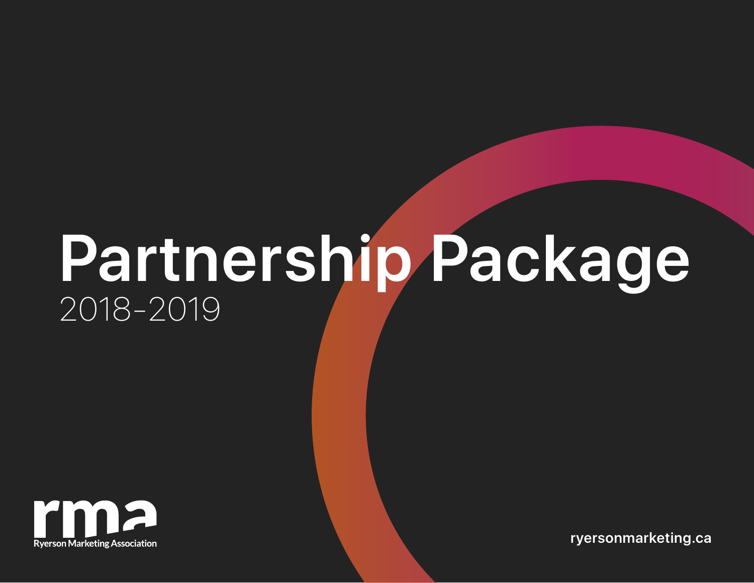# Partnership Package

2018-2019

rma

Ryerson Marketing Association

ryersonmarketing.ca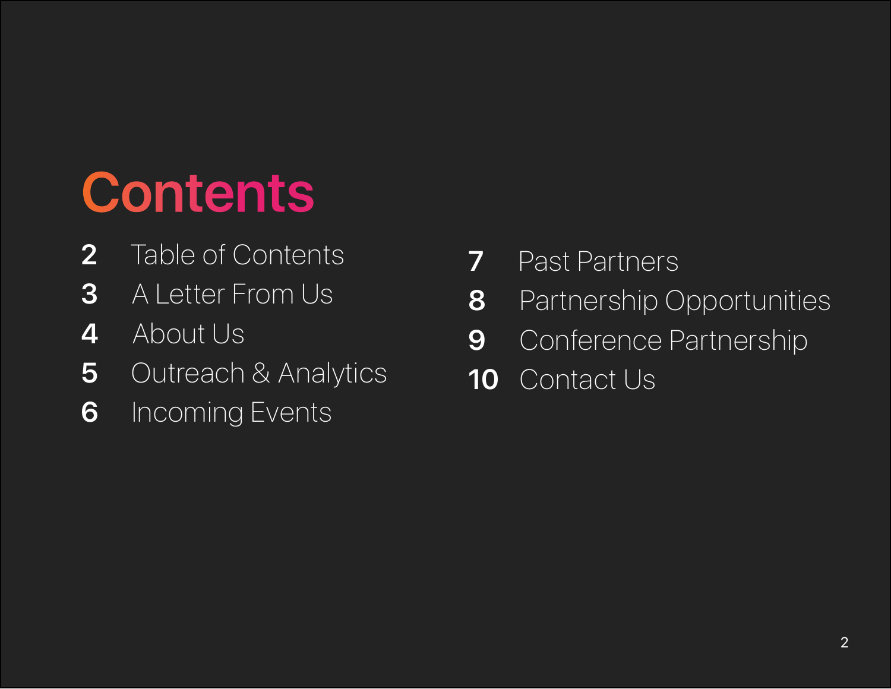# Contents

2 Table of Contents

3 A Letter From Us

4 About Us

5 Outreach & Analytics

6 Incoming Events

7 Past Partners

8 Partnership Opportunities

9 Conference Partnership

10 Contact Us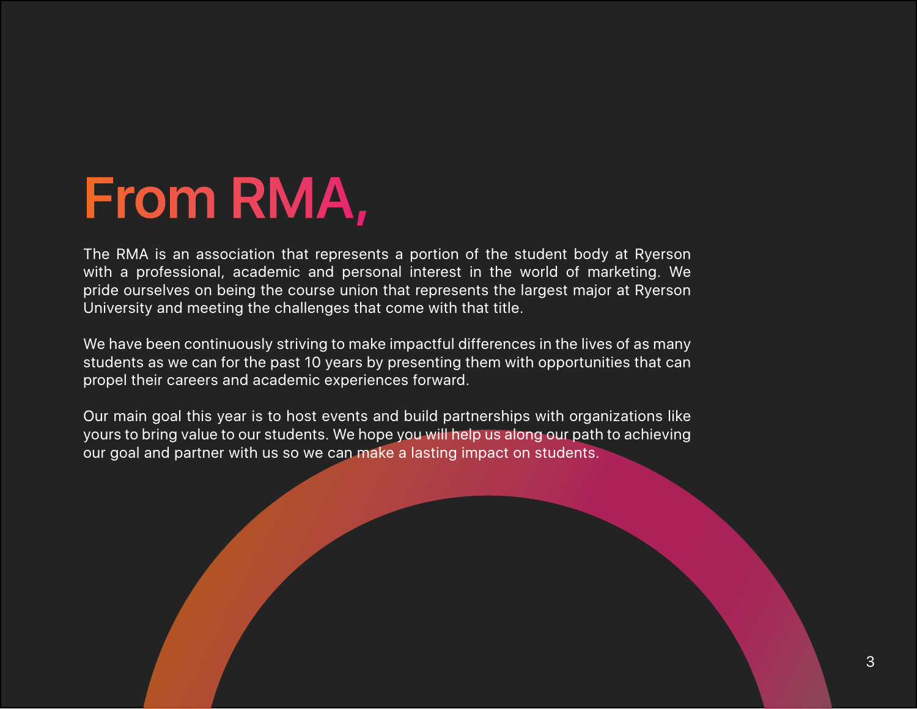# From RMA,

The RMA is an association that represents a portion of the student body at Ryerson with a professional, academic and personal interest in the world of marketing. We pride ourselves on being the course union that represents the largest major at Ryerson University and meeting the challenges that come with that title.

We have been continuously striving to make impactful differences in the lives of as many students as we can for the past 10 years by presenting them with opportunities that can propel their careers and academic experiences forward.

Our main goal this year is to host events and build partnerships with organizations like yours to bring value to our students. We hope you will help us along our path to achieving our goal and partner with us so we can make a lasting impact on students.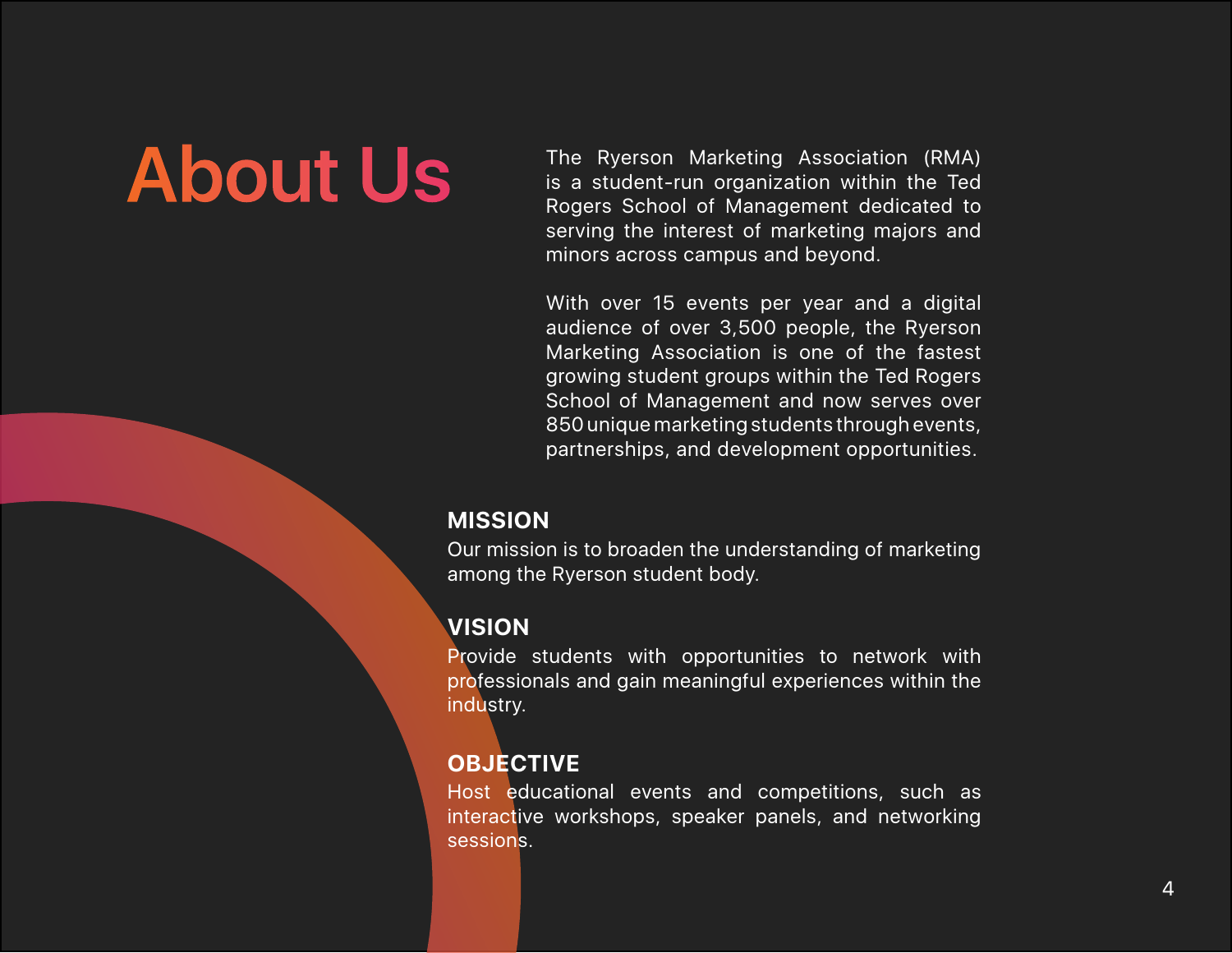# About Us

The Ryerson Marketing Association (RMA) is a student-run organization within the Ted Rogers School of Management dedicated to serving the interest of marketing majors and minors across campus and beyond.

With over 15 events per year and a digital audience of over 3,500 people, the Ryerson Marketing Association is one of the fastest growing student groups within the Ted Rogers School of Management and now serves over 850 unique marketing students through events, partnerships, and development opportunities.

## MISSION

Our mission is to broaden the understanding of marketing among the Ryerson student body.

## VISION

Provide students with opportunities to network with professionals and gain meaningful experiences within the industry.

## OBJECTIVE

Host educational events and competitions, such as interactive workshops, speaker panels, and networking sessions.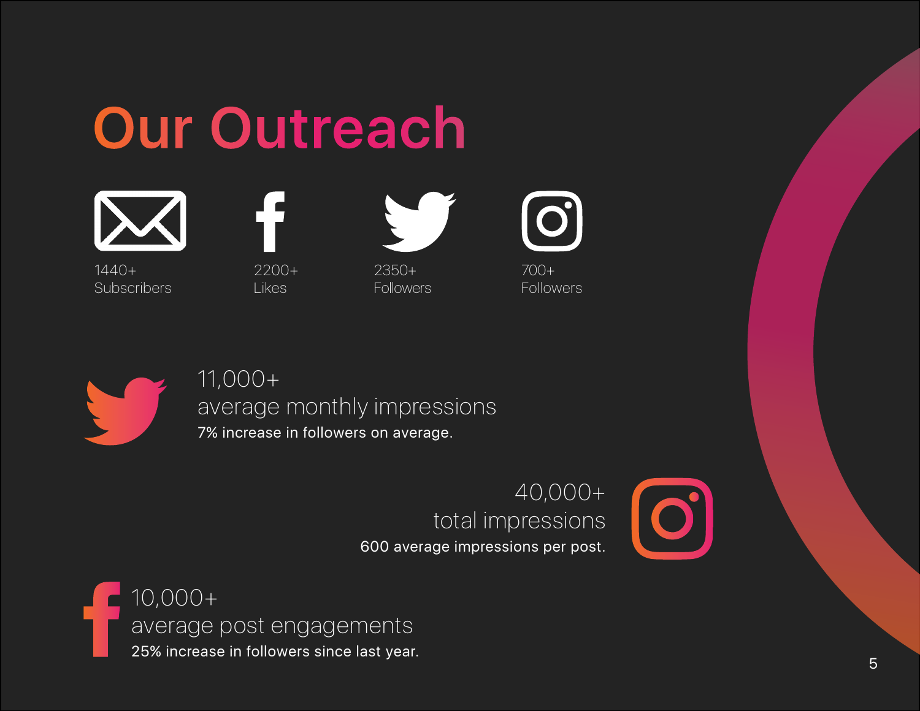# Our Outreach

1440+
Subscribers

2200+
Likes

2350+
Followers

700+
Followers

11,000+
average monthly impressions
7% increase in followers on average.

40,000+
total impressions
600 average impressions per post.

10,000+
average post engagements
25% increase in followers since last year.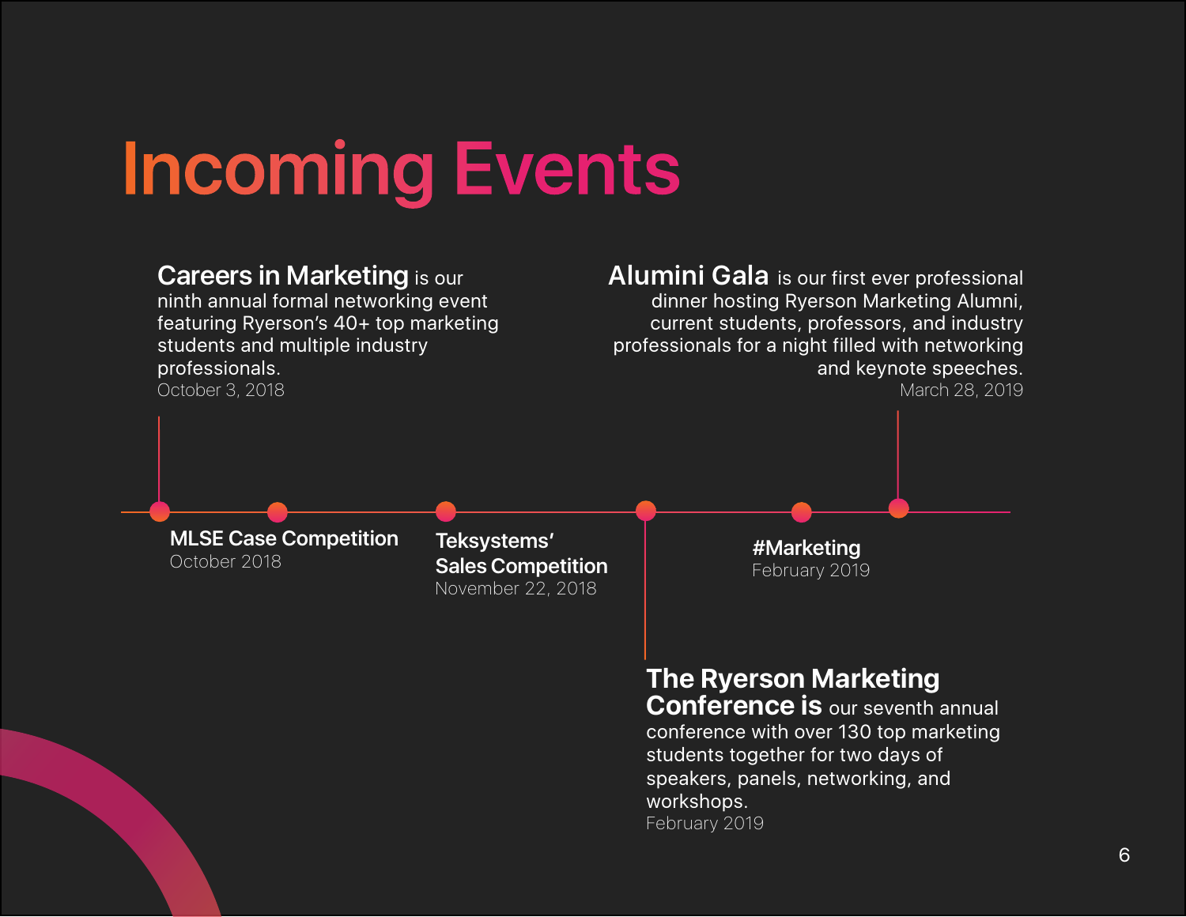# Incoming Events

**Careers in Marketing** is our ninth annual formal networking event featuring Ryerson's 40+ top marketing students and multiple industry professionals.
October 3, 2018

**MLSE Case Competition**
October 2018

**Teksystems' Sales Competition**
November 22, 2018

**The Ryerson Marketing Conference is** our seventh annual conference with over 130 top marketing students together for two days of speakers, panels, networking, and workshops.
February 2019

**#Marketing**
February 2019

**Alumini Gala** is our first ever professional dinner hosting Ryerson Marketing Alumni, current students, professors, and industry professionals for a night filled with networking and keynote speeches.
March 28, 2019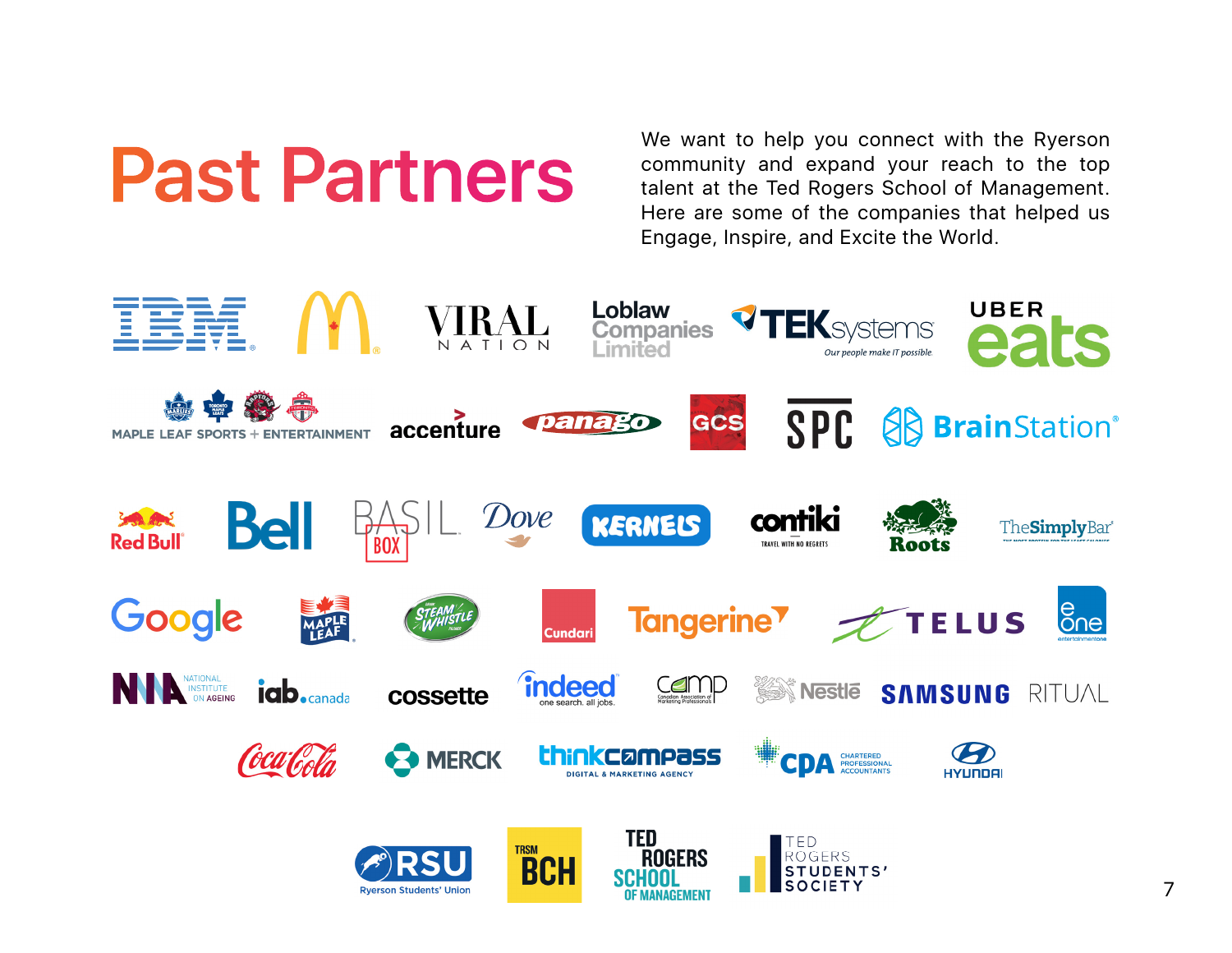# Past Partners

We want to help you connect with the Ryerson community and expand your reach to the top talent at the Ted Rogers School of Management. Here are some of the companies that helped us Engage, Inspire, and Excite the World.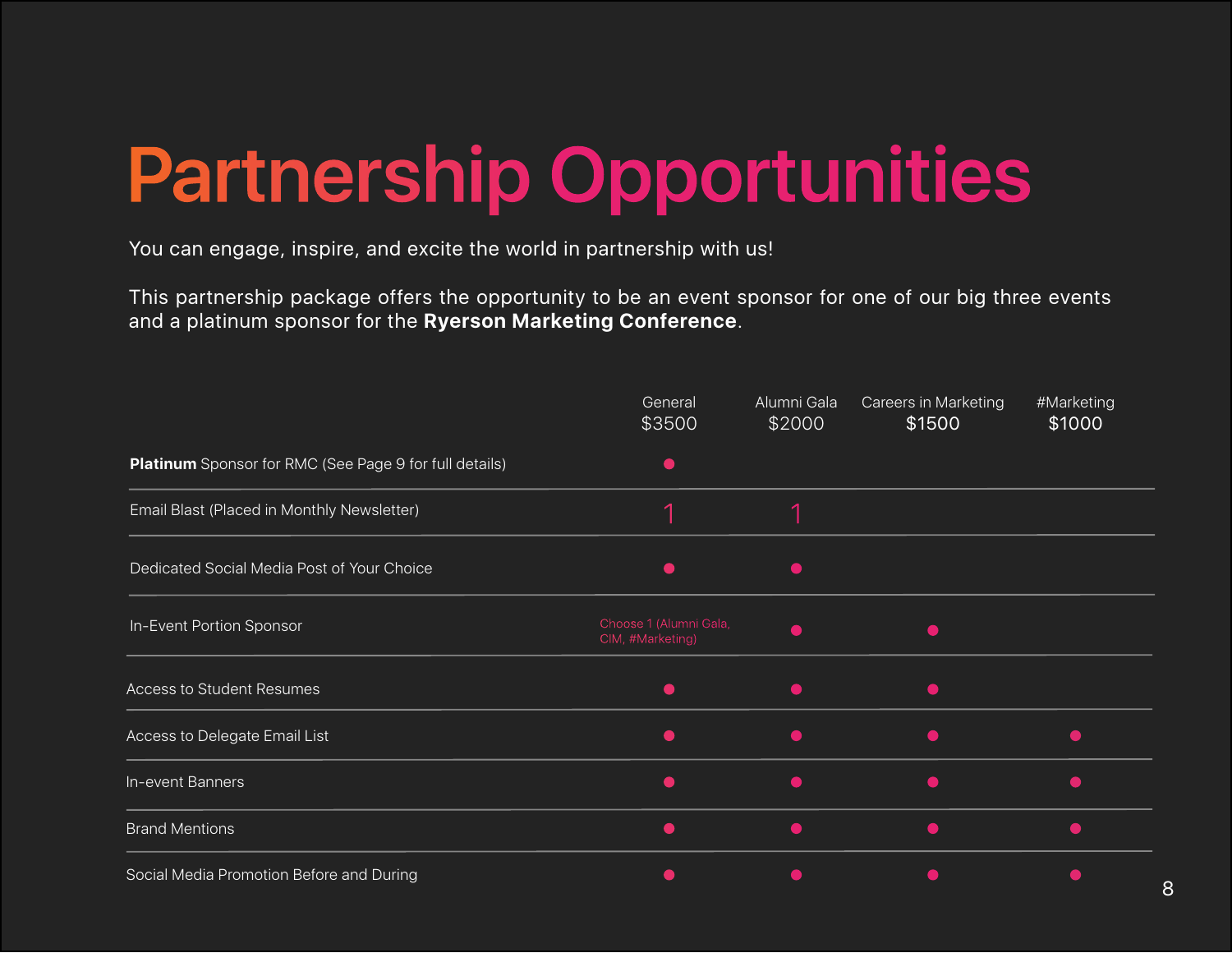# Partnership Opportunities

You can engage, inspire, and excite the world in partnership with us!

This partnership package offers the opportunity to be an event sponsor for one of our big three events and a platinum sponsor for the **Ryerson Marketing Conference**.

| | General $3500 | Alumni Gala $2000 | Careers in Marketing $1500 | #Marketing $1000 |
|---|---|---|---|---|
| **Platinum** Sponsor for RMC (See Page 9 for full details) | ● | | | |
| Email Blast (Placed in Monthly Newsletter) | 1 | 1 | | |
| Dedicated Social Media Post of Your Choice | ● | ● | | |
| In-Event Portion Sponsor | Choose 1 (Alumni Gala, CIM, #Marketing) | ● | ● | |
| Access to Student Resumes | ● | ● | ● | |
| Access to Delegate Email List | ● | ● | ● | ● |
| In-event Banners | ● | ● | ● | ● |
| Brand Mentions | ● | ● | ● | ● |
| Social Media Promotion Before and During | ● | ● | ● | ● |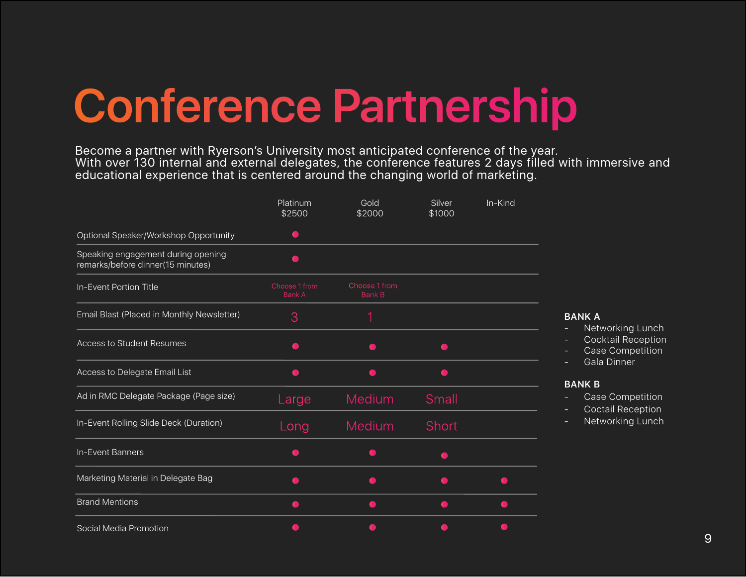# Conference Partnership

Become a partner with Ryerson's University most anticipated conference of the year.
With over 130 internal and external delegates, the conference features 2 days filled with immersive and educational experience that is centered around the changing world of marketing.

| | Platinum $2500 | Gold $2000 | Silver $1000 | In-Kind |
|---|---|---|---|---|
| Optional Speaker/Workshop Opportunity | ● | | | |
| Speaking engagement during opening remarks/before dinner(15 minutes) | ● | | | |
| In-Event Portion Title | Choose 1 from Bank A | Choose 1 from Bank B | | |
| Email Blast (Placed in Monthly Newsletter) | 3 | 1 | | |
| Access to Student Resumes | ● | ● | ● | |
| Access to Delegate Email List | ● | ● | ● | |
| Ad in RMC Delegate Package (Page size) | Large | Medium | Small | |
| In-Event Rolling Slide Deck (Duration) | Long | Medium | Short | |
| In-Event Banners | ● | ● | ● | |
| Marketing Material in Delegate Bag | ● | ● | ● | ● |
| Brand Mentions | ● | ● | ● | ● |
| Social Media Promotion | ● | ● | ● | ● |

**BANK A**
- Networking Lunch
- Cocktail Reception
- Case Competition
- Gala Dinner

**BANK B**
- Case Competition
- Coctail Reception
- Networking Lunch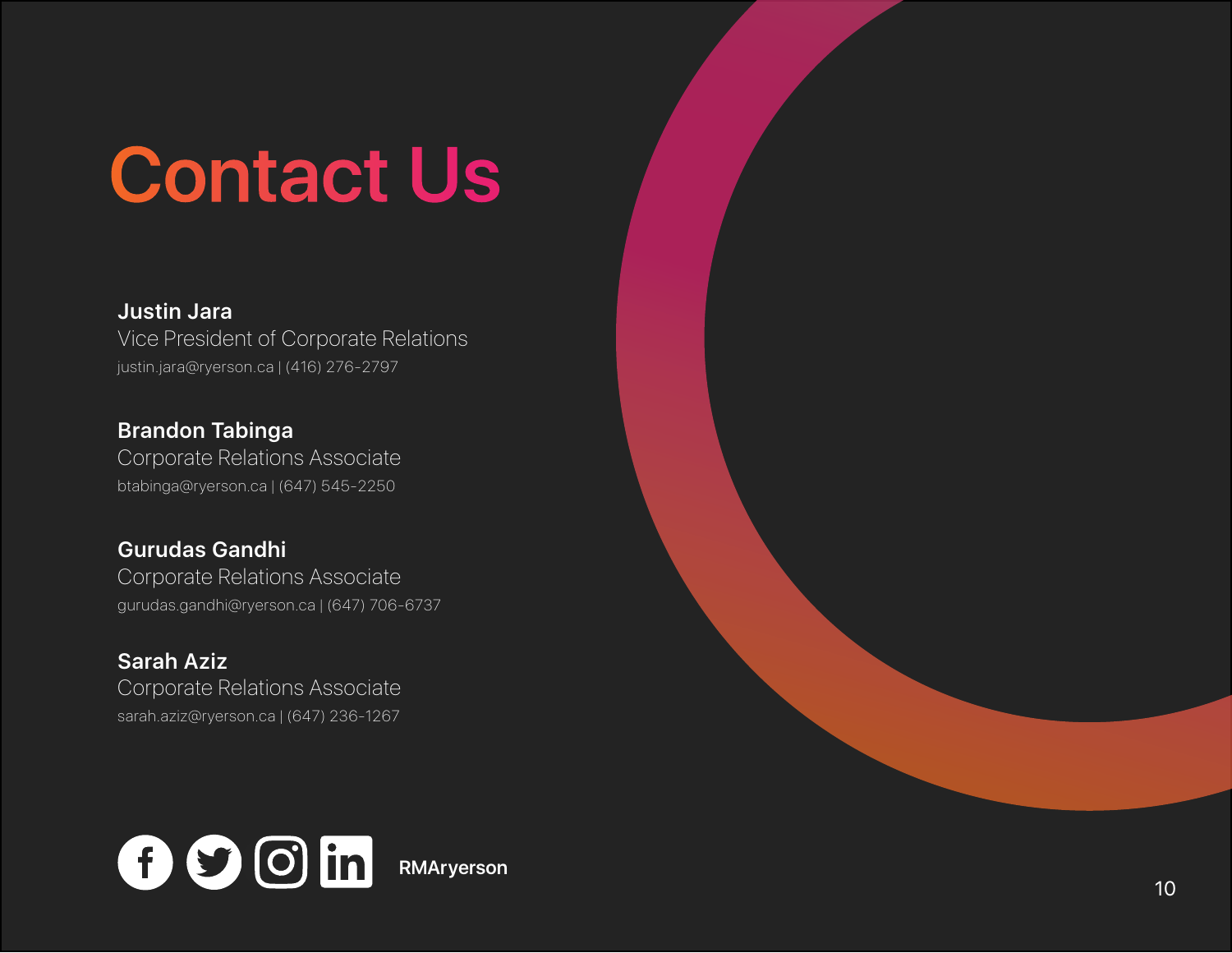# Contact Us

**Justin Jara**
Vice President of Corporate Relations
justin.jara@ryerson.ca | (416) 276-2797

**Brandon Tabinga**
Corporate Relations Associate
btabinga@ryerson.ca | (647) 545-2250

**Gurudas Gandhi**
Corporate Relations Associate
gurudas.gandhi@ryerson.ca | (647) 706-6737

**Sarah Aziz**
Corporate Relations Associate
sarah.aziz@ryerson.ca | (647) 236-1267

**RMAryerson**